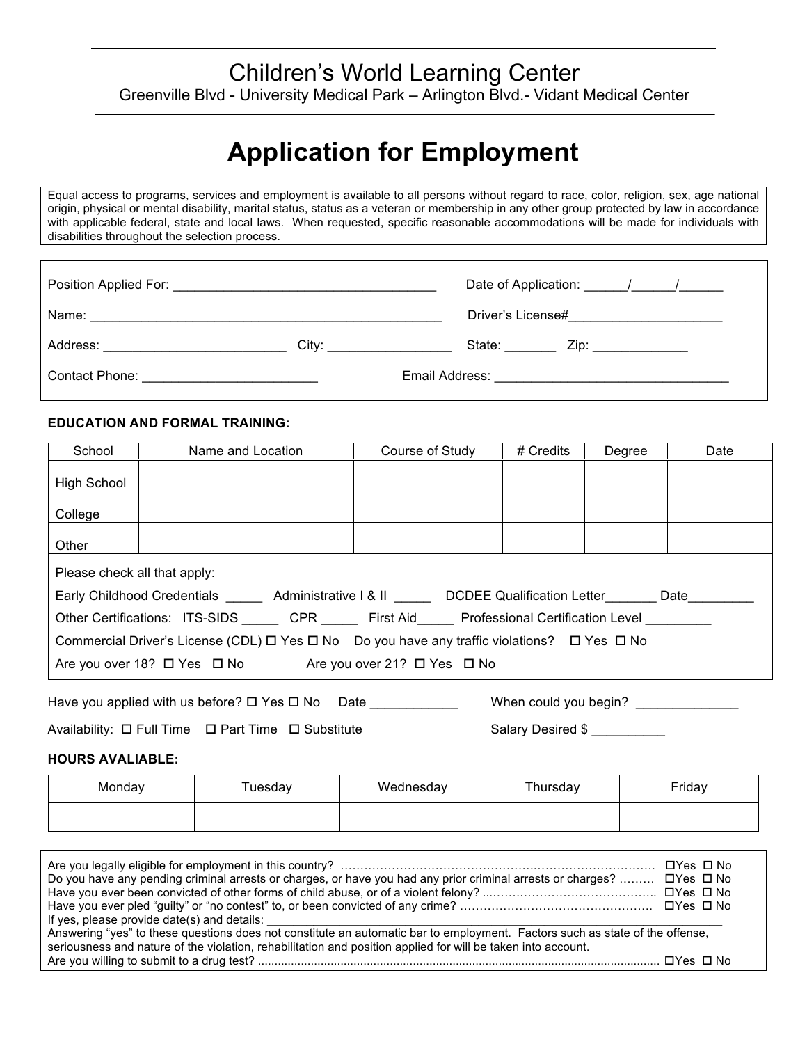# Children's World Learning Center

Greenville Blvd - University Medical Park – Arlington Blvd.- Vidant Medical Center

# Application for Employment

Equal access to programs, services and employment is available to all persons without regard to race, color, religion, sex, age national origin, physical or mental disability, marital status, status as a veteran or membership in any other group protected by law in accordance with applicable federal, state and local laws. When requested, specific reasonable accommodations will be made for individuals with disabilities throughout the selection process.

Position Applied For: ___________________________________ Date of Application: ______/______/______

Name: _______________________________________________ Driver's License#_____________________

Address: _________________________ City: _________________ State: _______ Zip: _____________

Contact Phone: ________________________ Email Address: ________________________________

**EDUCATION AND FORMAL TRAINING:**

| School | Name and Location | Course of Study | # Credits | Degree | Date |
|---|---|---|---|---|---|
| High School | | | | | |
| College | | | | | |
| Other | | | | | |

Please check all that apply:

Early Childhood Credentials _____ Administrative I & II _____ DCDEE Qualification Letter_______ Date_________

Other Certifications: ITS-SIDS _____ CPR _____ First Aid_____ Professional Certification Level _________

Commercial Driver's License (CDL) ☐ Yes ☐ No Do you have any traffic violations? ☐ Yes ☐ No

Are you over 18? ☐ Yes ☐ No Are you over 21? ☐ Yes ☐ No

Have you applied with us before? ☐ Yes ☐ No Date ____________ When could you begin? ______________

Availability: ☐ Full Time ☐ Part Time ☐ Substitute Salary Desired $ __________

**HOURS AVALIABLE:**

| Monday | Tuesday | Wednesday | Thursday | Friday |
|---|---|---|---|---|
| | | | | |

Are you legally eligible for employment in this country? …………………………………………………………………… ☐Yes ☐ No

Do you have any pending criminal arrests or charges, or have you had any prior criminal arrests or charges? ……… ☐Yes ☐ No

Have you ever been convicted of other forms of child abuse, or of a violent felony? ..…………………………………….. ☐Yes ☐ No

Have you ever pled "guilty" or "no contest" to, or been convicted of any crime? ………………………………………… ☐Yes ☐ No

If yes, please provide date(s) and details: ___________________________________________________________________

Answering "yes" to these questions does not constitute an automatic bar to employment. Factors such as state of the offense, seriousness and nature of the violation, rehabilitation and position applied for will be taken into account.

Are you willing to submit to a drug test? ........................................................................................................................ ☐Yes ☐ No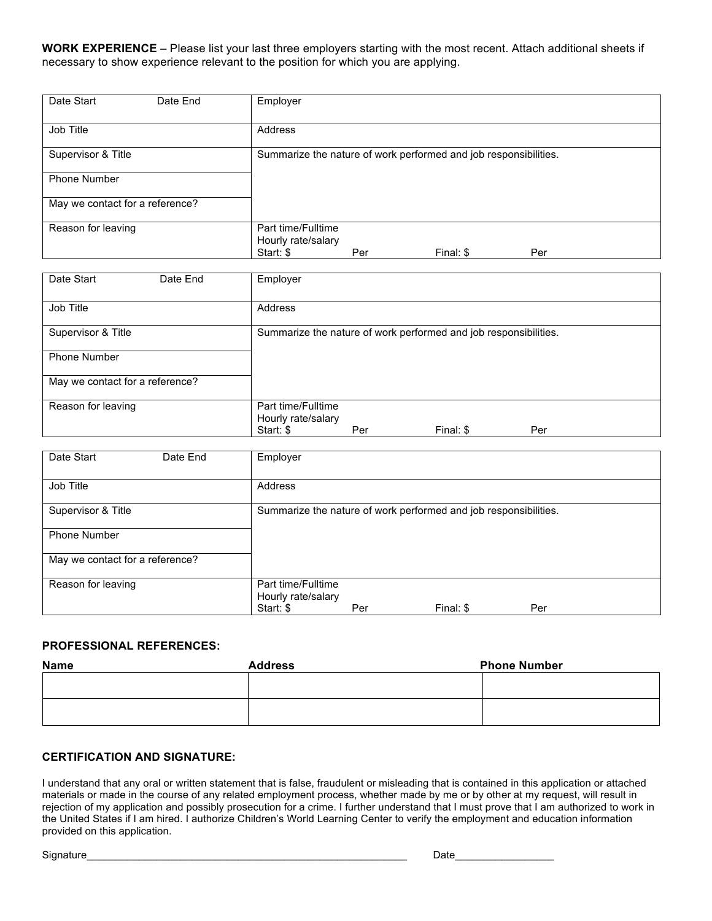**WORK EXPERIENCE** – Please list your last three employers starting with the most recent. Attach additional sheets if necessary to show experience relevant to the position for which you are applying.

| | |
|---|---|
| Date Start Date End | Employer |
| Job Title | Address |
| Supervisor & Title | Summarize the nature of work performed and job responsibilities. |
| Phone Number | |
| May we contact for a reference? | |
| Reason for leaving | Part time/Fulltime<br>Hourly rate/salary<br>Start: $ Per Final: $ Per |

| | |
|---|---|
| Date Start Date End | Employer |
| Job Title | Address |
| Supervisor & Title | Summarize the nature of work performed and job responsibilities. |
| Phone Number | |
| May we contact for a reference? | |
| Reason for leaving | Part time/Fulltime<br>Hourly rate/salary<br>Start: $ Per Final: $ Per |

| | |
|---|---|
| Date Start Date End | Employer |
| Job Title | Address |
| Supervisor & Title | Summarize the nature of work performed and job responsibilities. |
| Phone Number | |
| May we contact for a reference? | |
| Reason for leaving | Part time/Fulltime<br>Hourly rate/salary<br>Start: $ Per Final: $ Per |

**PROFESSIONAL REFERENCES:**

| Name | Address | Phone Number |
|---|---|---|
| | | |
| | | |

**CERTIFICATION AND SIGNATURE:**

I understand that any oral or written statement that is false, fraudulent or misleading that is contained in this application or attached materials or made in the course of any related employment process, whether made by me or by other at my request, will result in rejection of my application and possibly prosecution for a crime. I further understand that I must prove that I am authorized to work in the United States if I am hired. I authorize Children's World Learning Center to verify the employment and education information provided on this application.

Signature_________________________________________________________ Date_________________